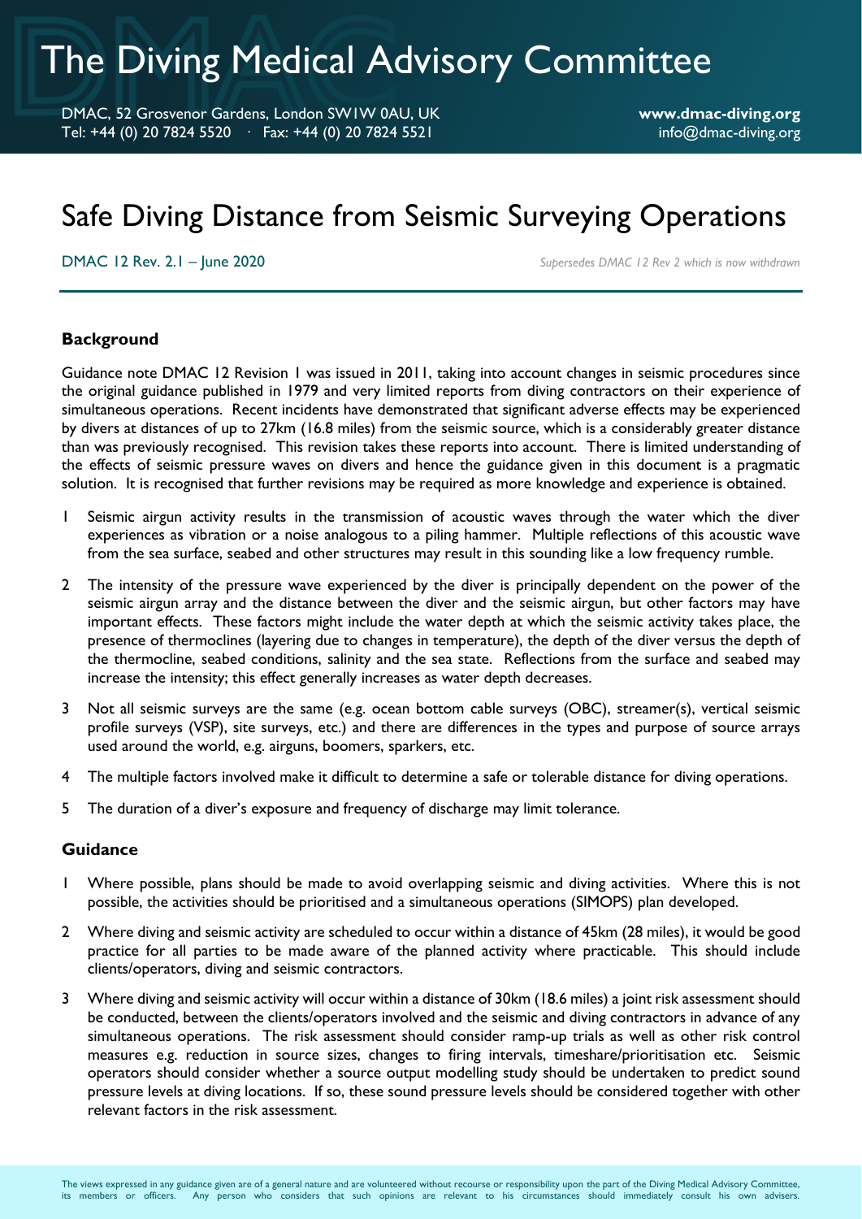# The Diving Medical Advisory Committee

DMAC, 52 Grosvenor Gardens, London SW1W 0AU, UK
Tel: +44 (0) 20 7824 5520 · Fax: +44 (0) 20 7824 5521

**www.dmac-diving.org**
info@dmac-diving.org

# Safe Diving Distance from Seismic Surveying Operations

DMAC 12 Rev. 2.1 – June 2020

*Supersedes DMAC 12 Rev 2 which is now withdrawn*

## Background

Guidance note DMAC 12 Revision 1 was issued in 2011, taking into account changes in seismic procedures since the original guidance published in 1979 and very limited reports from diving contractors on their experience of simultaneous operations. Recent incidents have demonstrated that significant adverse effects may be experienced by divers at distances of up to 27km (16.8 miles) from the seismic source, which is a considerably greater distance than was previously recognised. This revision takes these reports into account. There is limited understanding of the effects of seismic pressure waves on divers and hence the guidance given in this document is a pragmatic solution. It is recognised that further revisions may be required as more knowledge and experience is obtained.

1 Seismic airgun activity results in the transmission of acoustic waves through the water which the diver experiences as vibration or a noise analogous to a piling hammer. Multiple reflections of this acoustic wave from the sea surface, seabed and other structures may result in this sounding like a low frequency rumble.

2 The intensity of the pressure wave experienced by the diver is principally dependent on the power of the seismic airgun array and the distance between the diver and the seismic airgun, but other factors may have important effects. These factors might include the water depth at which the seismic activity takes place, the presence of thermoclines (layering due to changes in temperature), the depth of the diver versus the depth of the thermocline, seabed conditions, salinity and the sea state. Reflections from the surface and seabed may increase the intensity; this effect generally increases as water depth decreases.

3 Not all seismic surveys are the same (e.g. ocean bottom cable surveys (OBC), streamer(s), vertical seismic profile surveys (VSP), site surveys, etc.) and there are differences in the types and purpose of source arrays used around the world, e.g. airguns, boomers, sparkers, etc.

4 The multiple factors involved make it difficult to determine a safe or tolerable distance for diving operations.

5 The duration of a diver's exposure and frequency of discharge may limit tolerance.

## Guidance

1 Where possible, plans should be made to avoid overlapping seismic and diving activities. Where this is not possible, the activities should be prioritised and a simultaneous operations (SIMOPS) plan developed.

2 Where diving and seismic activity are scheduled to occur within a distance of 45km (28 miles), it would be good practice for all parties to be made aware of the planned activity where practicable. This should include clients/operators, diving and seismic contractors.

3 Where diving and seismic activity will occur within a distance of 30km (18.6 miles) a joint risk assessment should be conducted, between the clients/operators involved and the seismic and diving contractors in advance of any simultaneous operations. The risk assessment should consider ramp-up trials as well as other risk control measures e.g. reduction in source sizes, changes to firing intervals, timeshare/prioritisation etc. Seismic operators should consider whether a source output modelling study should be undertaken to predict sound pressure levels at diving locations. If so, these sound pressure levels should be considered together with other relevant factors in the risk assessment.

The views expressed in any guidance given are of a general nature and are volunteered without recourse or responsibility upon the part of the Diving Medical Advisory Committee, its members or officers. Any person who considers that such opinions are relevant to his circumstances should immediately consult his own advisers.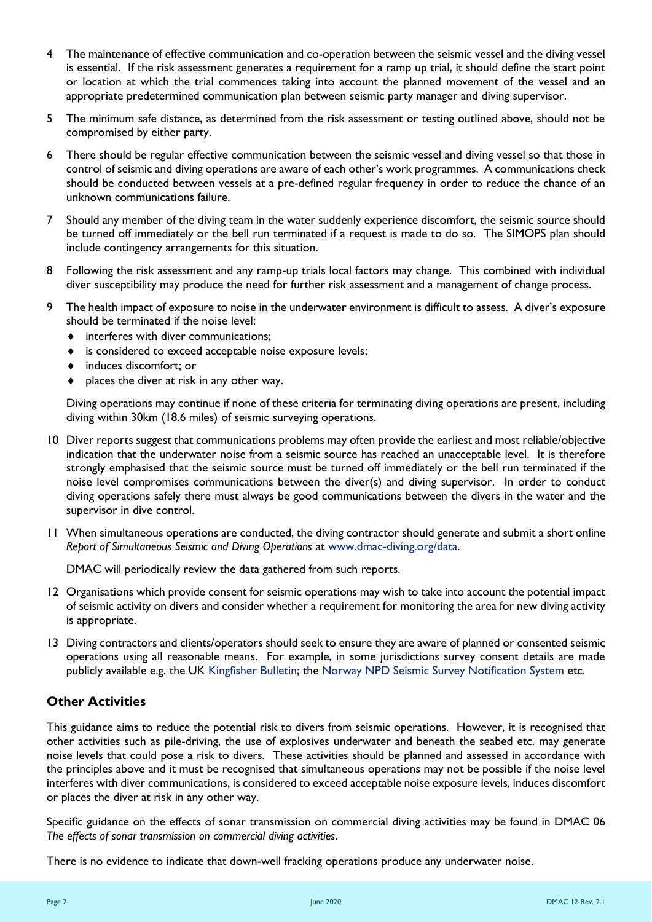4 The maintenance of effective communication and co-operation between the seismic vessel and the diving vessel is essential. If the risk assessment generates a requirement for a ramp up trial, it should define the start point or location at which the trial commences taking into account the planned movement of the vessel and an appropriate predetermined communication plan between seismic party manager and diving supervisor.

5 The minimum safe distance, as determined from the risk assessment or testing outlined above, should not be compromised by either party.

6 There should be regular effective communication between the seismic vessel and diving vessel so that those in control of seismic and diving operations are aware of each other's work programmes. A communications check should be conducted between vessels at a pre-defined regular frequency in order to reduce the chance of an unknown communications failure.

7 Should any member of the diving team in the water suddenly experience discomfort, the seismic source should be turned off immediately or the bell run terminated if a request is made to do so. The SIMOPS plan should include contingency arrangements for this situation.

8 Following the risk assessment and any ramp-up trials local factors may change. This combined with individual diver susceptibility may produce the need for further risk assessment and a management of change process.

9 The health impact of exposure to noise in the underwater environment is difficult to assess. A diver's exposure should be terminated if the noise level:

- interferes with diver communications;
- is considered to exceed acceptable noise exposure levels;
- induces discomfort; or
- places the diver at risk in any other way.

Diving operations may continue if none of these criteria for terminating diving operations are present, including diving within 30km (18.6 miles) of seismic surveying operations.

10 Diver reports suggest that communications problems may often provide the earliest and most reliable/objective indication that the underwater noise from a seismic source has reached an unacceptable level. It is therefore strongly emphasised that the seismic source must be turned off immediately or the bell run terminated if the noise level compromises communications between the diver(s) and diving supervisor. In order to conduct diving operations safely there must always be good communications between the divers in the water and the supervisor in dive control.

11 When simultaneous operations are conducted, the diving contractor should generate and submit a short online *Report of Simultaneous Seismic and Diving Operations* at www.dmac-diving.org/data.

DMAC will periodically review the data gathered from such reports.

12 Organisations which provide consent for seismic operations may wish to take into account the potential impact of seismic activity on divers and consider whether a requirement for monitoring the area for new diving activity is appropriate.

13 Diving contractors and clients/operators should seek to ensure they are aware of planned or consented seismic operations using all reasonable means. For example, in some jurisdictions survey consent details are made publicly available e.g. the UK Kingfisher Bulletin; the Norway NPD Seismic Survey Notification System etc.

## Other Activities

This guidance aims to reduce the potential risk to divers from seismic operations. However, it is recognised that other activities such as pile-driving, the use of explosives underwater and beneath the seabed etc. may generate noise levels that could pose a risk to divers. These activities should be planned and assessed in accordance with the principles above and it must be recognised that simultaneous operations may not be possible if the noise level interferes with diver communications, is considered to exceed acceptable noise exposure levels, induces discomfort or places the diver at risk in any other way.

Specific guidance on the effects of sonar transmission on commercial diving activities may be found in DMAC 06 *The effects of sonar transmission on commercial diving activities*.

There is no evidence to indicate that down-well fracking operations produce any underwater noise.